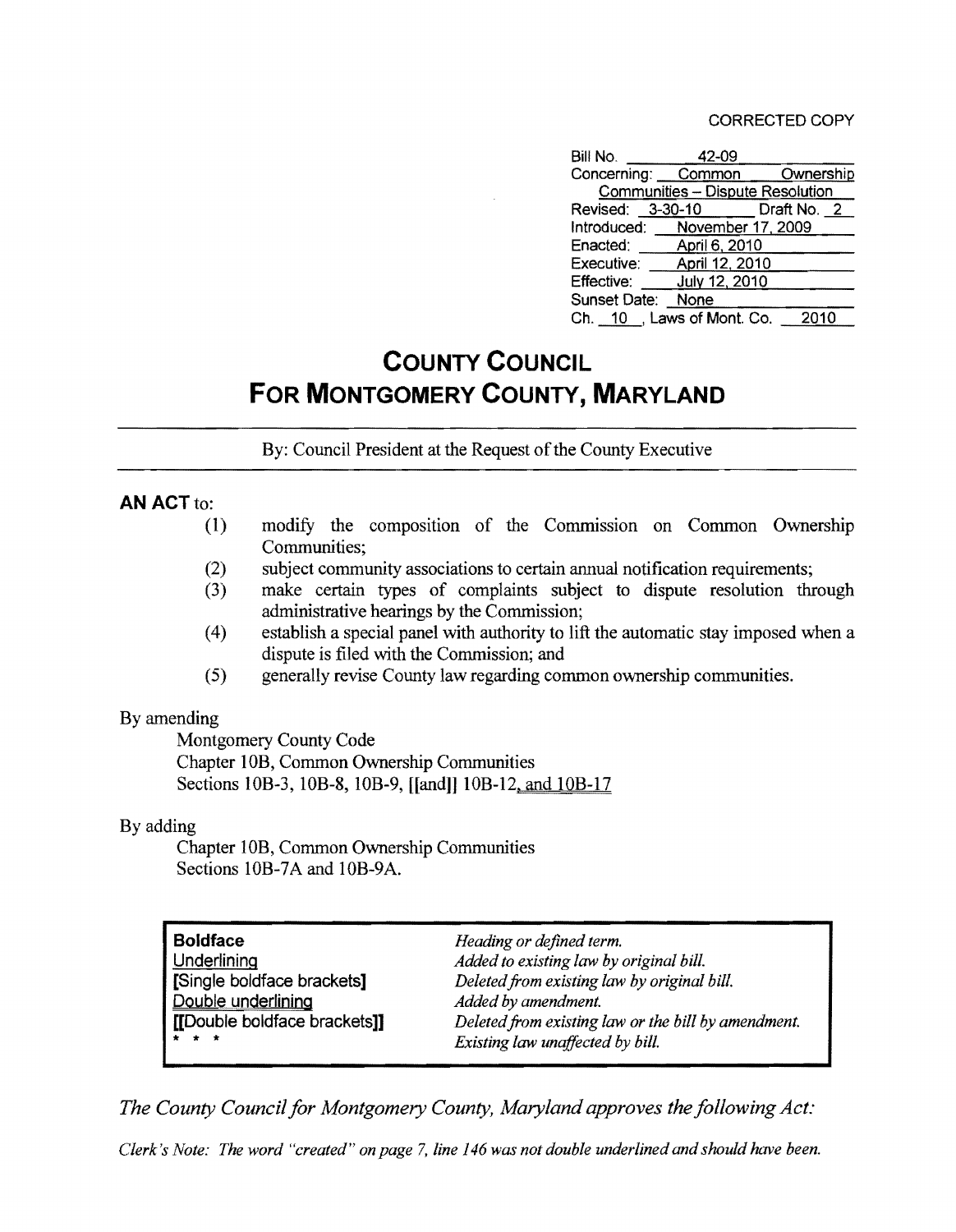CORRECTED COPY

| | |
|---|---|
| Bill No. | 42-09 |
| Concerning: | Common Ownership Communities – Dispute Resolution |
| Revised: 3-30-10 | Draft No. 2 |
| Introduced: | November 17, 2009 |
| Enacted: | April 6, 2010 |
| Executive: | April 12, 2010 |
| Effective: | July 12, 2010 |
| Sunset Date: | None |
| Ch. 10 , Laws of Mont. Co. | 2010 |

# COUNTY COUNCIL
# FOR MONTGOMERY COUNTY, MARYLAND

By: Council President at the Request of the County Executive

**AN ACT** to:

(1) modify the composition of the Commission on Common Ownership Communities;
(2) subject community associations to certain annual notification requirements;
(3) make certain types of complaints subject to dispute resolution through administrative hearings by the Commission;
(4) establish a special panel with authority to lift the automatic stay imposed when a dispute is filed with the Commission; and
(5) generally revise County law regarding common ownership communities.

By amending

Montgomery County Code
Chapter 10B, Common Ownership Communities
Sections 10B-3, 10B-8, 10B-9, [[and]] 10B-12, and 10B-17

By adding

Chapter 10B, Common Ownership Communities
Sections 10B-7A and 10B-9A.

| | |
|---|---|
| **Boldface** | *Heading or defined term.* |
| Underlining | *Added to existing law by original bill.* |
| **[Single boldface brackets]** | *Deleted from existing law by original bill.* |
| Double underlining | *Added by amendment.* |
| **[[Double boldface brackets]]** | *Deleted from existing law or the bill by amendment.* |
| * * * | *Existing law unaffected by bill.* |

*The County Council for Montgomery County, Maryland approves the following Act:*

*Clerk's Note: The word "created" on page 7, line 146 was not double underlined and should have been.*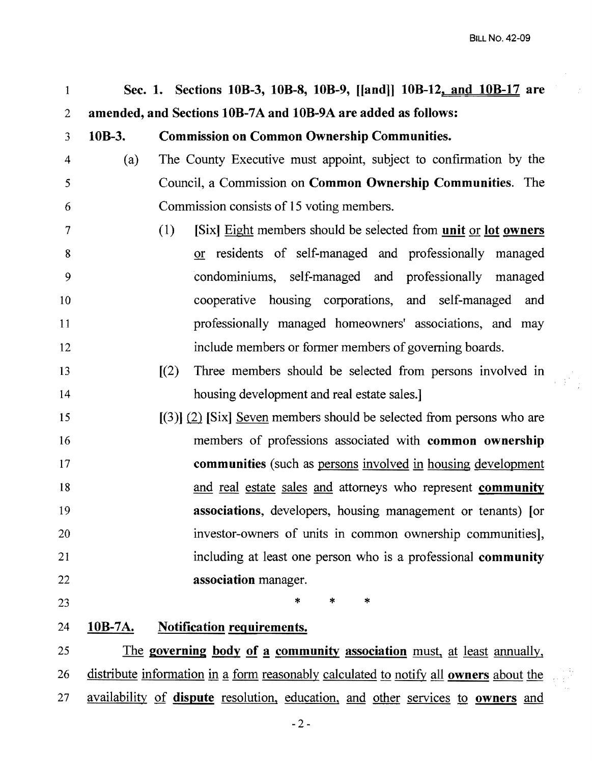**Sec. 1. Sections 10B-3, 10B-8, 10B-9, [[and]] 10B-12, and 10B-17 are amended, and Sections 10B-7A and 10B-9A are added as follows:**

**10B-3. Commission on Common Ownership Communities.**

(a) The County Executive must appoint, subject to confirmation by the Council, a Commission on **Common Ownership Communities**. The Commission consists of 15 voting members.

(1) [Six] Eight members should be selected from **unit** or **lot owners** or residents of self-managed and professionally managed condominiums, self-managed and professionally managed cooperative housing corporations, and self-managed and professionally managed homeowners' associations, and may include members or former members of governing boards.

[(2) Three members should be selected from persons involved in housing development and real estate sales.]

[(3)] (2) [Six] Seven members should be selected from persons who are members of professions associated with **common ownership communities** (such as persons involved in housing development and real estate sales and attorneys who represent **community associations**, developers, housing management or tenants) [or investor-owners of units in common ownership communities], including at least one person who is a professional **community association** manager.

\* \* \*

**10B-7A. Notification requirements.**

The **governing body of a community association** must, at least annually, distribute information in a form reasonably calculated to notify all **owners** about the availability of **dispute** resolution, education, and other services to **owners** and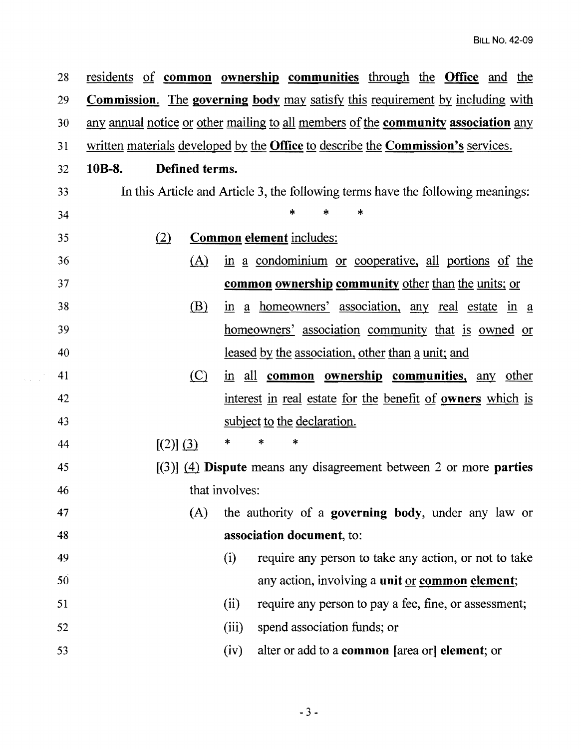residents of **common ownership communities** through the **Office** and the **Commission**. The **governing body** may satisfy this requirement by including with any annual notice or other mailing to all members of the **community association** any written materials developed by the **Office** to describe the **Commission's** services.

**10B-8. Defined terms.**

In this Article and Article 3, the following terms have the following meanings:

\* \* \*

(2) **Common element** includes:

(A) in a condominium or cooperative, all portions of the **common ownership community** other than the units; or

(B) in a homeowners' association, any real estate in a homeowners' association community that is owned or leased by the association, other than a unit; and

(C) in all **common ownership communities**, any other interest in real estate for the benefit of **owners** which is subject to the declaration.

[(2)] (3) \* \* \*

[(3)] (4) **Dispute** means any disagreement between 2 or more **parties** that involves:

(A) the authority of a **governing body**, under any law or **association document**, to:

(i) require any person to take any action, or not to take any action, involving a **unit** or **common element**;

(ii) require any person to pay a fee, fine, or assessment;

(iii) spend association funds; or

(iv) alter or add to a **common** [area or] **element**; or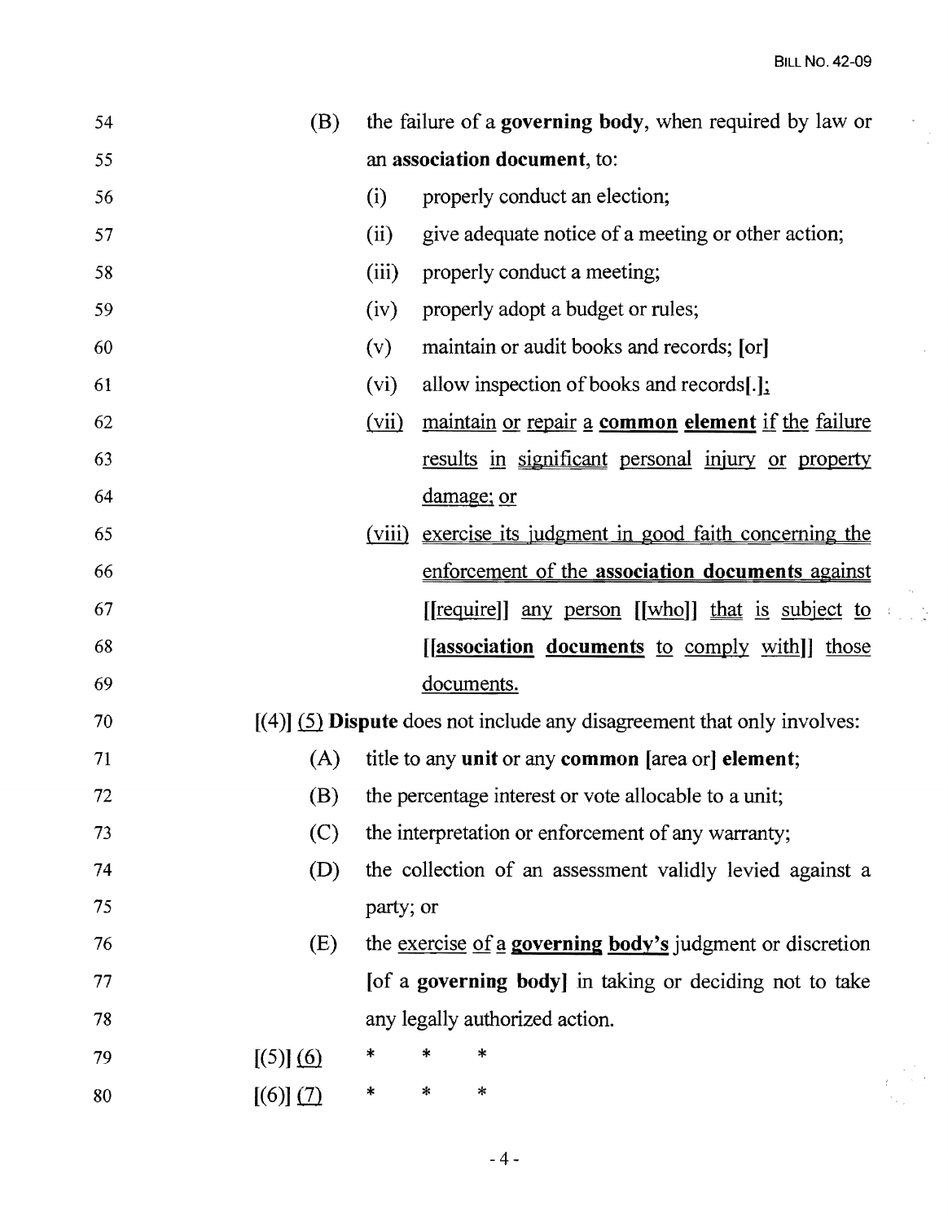54 (B) the failure of a **governing body**, when required by law or

55 an **association document**, to:

56 (i) properly conduct an election;

57 (ii) give adequate notice of a meeting or other action;

58 (iii) properly conduct a meeting;

59 (iv) properly adopt a budget or rules;

60 (v) maintain or audit books and records; [or]

61 (vi) allow inspection of books and records[.];

62 (vii) maintain or repair a **common element** if the failure

63 results in significant personal injury or property

64 damage; or

65 (viii) exercise its judgment in good faith concerning the

66 enforcement of the **association documents** against

67 [[require]] any person [[who]] that is subject to

68 [[**association documents** to comply with]] those

69 documents.

70 [(4)] (5) **Dispute** does not include any disagreement that only involves:

71 (A) title to any **unit** or any **common** [area or] **element**;

72 (B) the percentage interest or vote allocable to a unit;

73 (C) the interpretation or enforcement of any warranty;

74 (D) the collection of an assessment validly levied against a

75 party; or

76 (E) the exercise of a **governing body's** judgment or discretion

77 [of a **governing body**] in taking or deciding not to take

78 any legally authorized action.

79 [(5)] (6) * * *

80 [(6)] (7) * * *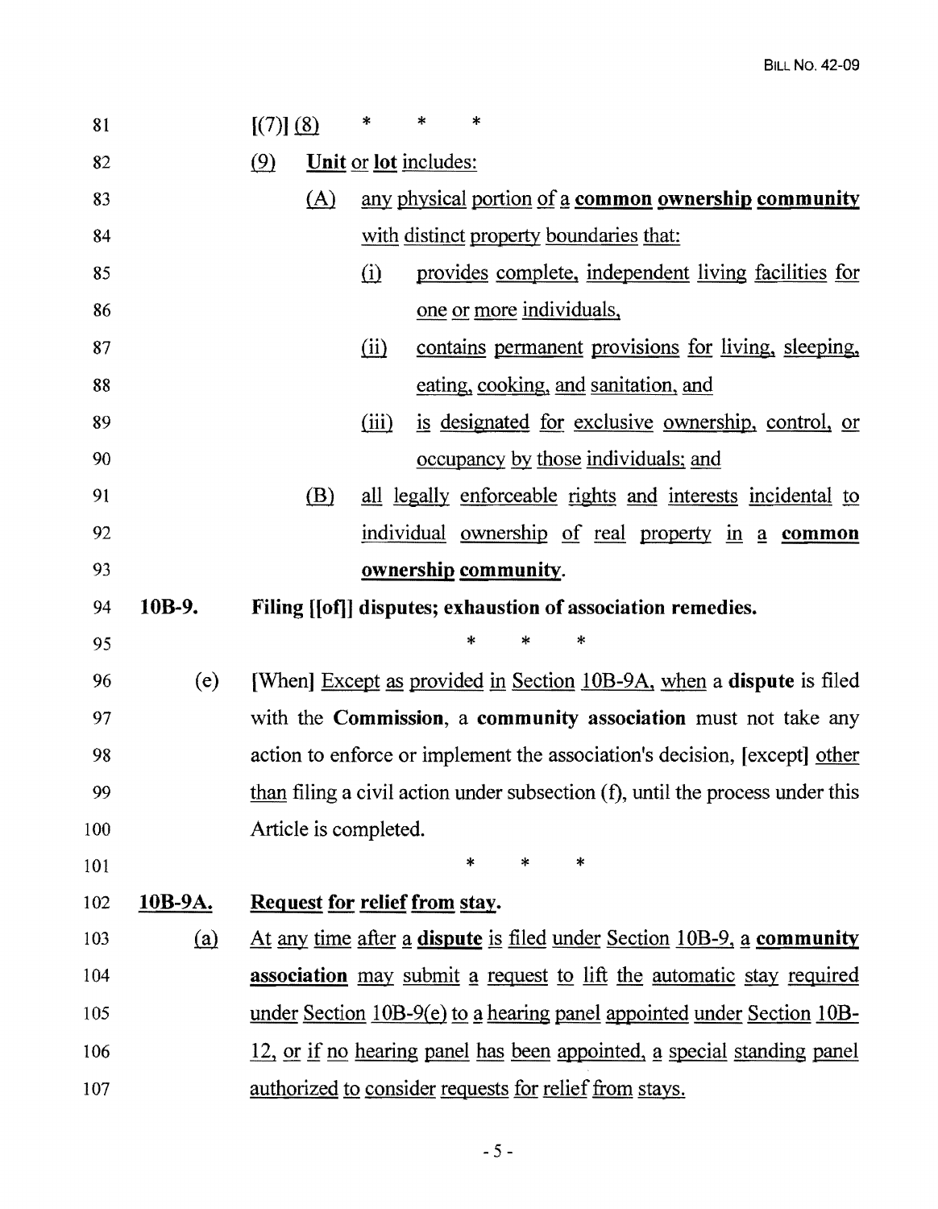[(7)] (8) * * *

(9) **Unit** or **lot** includes:

(A) any physical portion of a **common ownership community** with distinct property boundaries that:

(i) provides complete, independent living facilities for one or more individuals,

(ii) contains permanent provisions for living, sleeping, eating, cooking, and sanitation, and

(iii) is designated for exclusive ownership, control, or occupancy by those individuals; and

(B) all legally enforceable rights and interests incidental to individual ownership of real property in a **common ownership community**.

**10B-9. Filing [[of]] disputes; exhaustion of association remedies.**

\* \* \*

(e) [When] Except as provided in Section 10B-9A, when a **dispute** is filed with the **Commission**, a **community association** must not take any action to enforce or implement the association's decision, [except] other than filing a civil action under subsection (f), until the process under this Article is completed.

\* \* \*

**10B-9A. Request for relief from stay.**

(a) At any time after a **dispute** is filed under Section 10B-9, a **community association** may submit a request to lift the automatic stay required under Section 10B-9(e) to a hearing panel appointed under Section 10B-12, or if no hearing panel has been appointed, a special standing panel authorized to consider requests for relief from stays.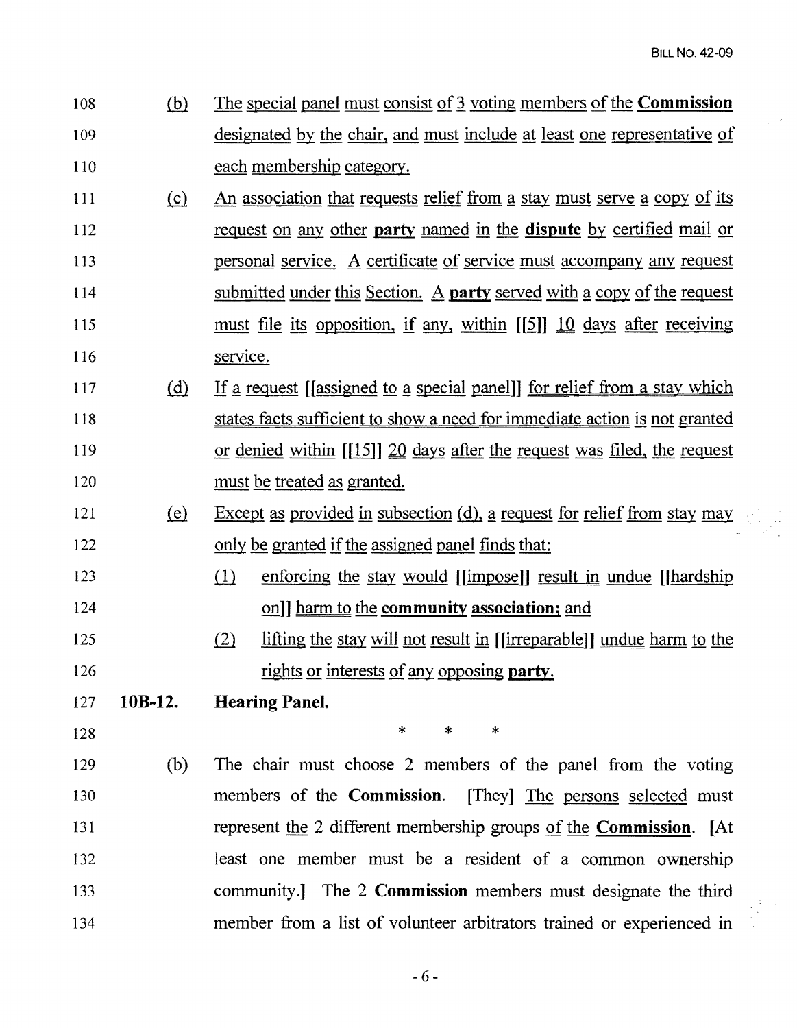108 (b) The special panel must consist of 3 voting members of the **Commission**
109 designated by the chair, and must include at least one representative of
110 each membership category.

111 (c) An association that requests relief from a stay must serve a copy of its
112 request on any other **party** named in the **dispute** by certified mail or
113 personal service. A certificate of service must accompany any request
114 submitted under this Section. A **party** served with a copy of the request
115 must file its opposition, if any, within [[5]] 10 days after receiving
116 service.

117 (d) If a request [[assigned to a special panel]] for relief from a stay which
118 states facts sufficient to show a need for immediate action is not granted
119 or denied within [[15]] 20 days after the request was filed, the request
120 must be treated as granted.

121 (e) Except as provided in subsection (d), a request for relief from stay may
122 only be granted if the assigned panel finds that:

123 (1) enforcing the stay would [[impose]] result in undue [[hardship
124 on]] harm to the **community association;** and

125 (2) lifting the stay will not result in [[irreparable]] undue harm to the
126 rights or interests of any opposing **party.**

127 **10B-12. Hearing Panel.**

128 * * *

129 (b) The chair must choose 2 members of the panel from the voting
130 members of the **Commission**. [They] The persons selected must
131 represent the 2 different membership groups of the **Commission**. [At
132 least one member must be a resident of a common ownership
133 community.] The 2 **Commission** members must designate the third
134 member from a list of volunteer arbitrators trained or experienced in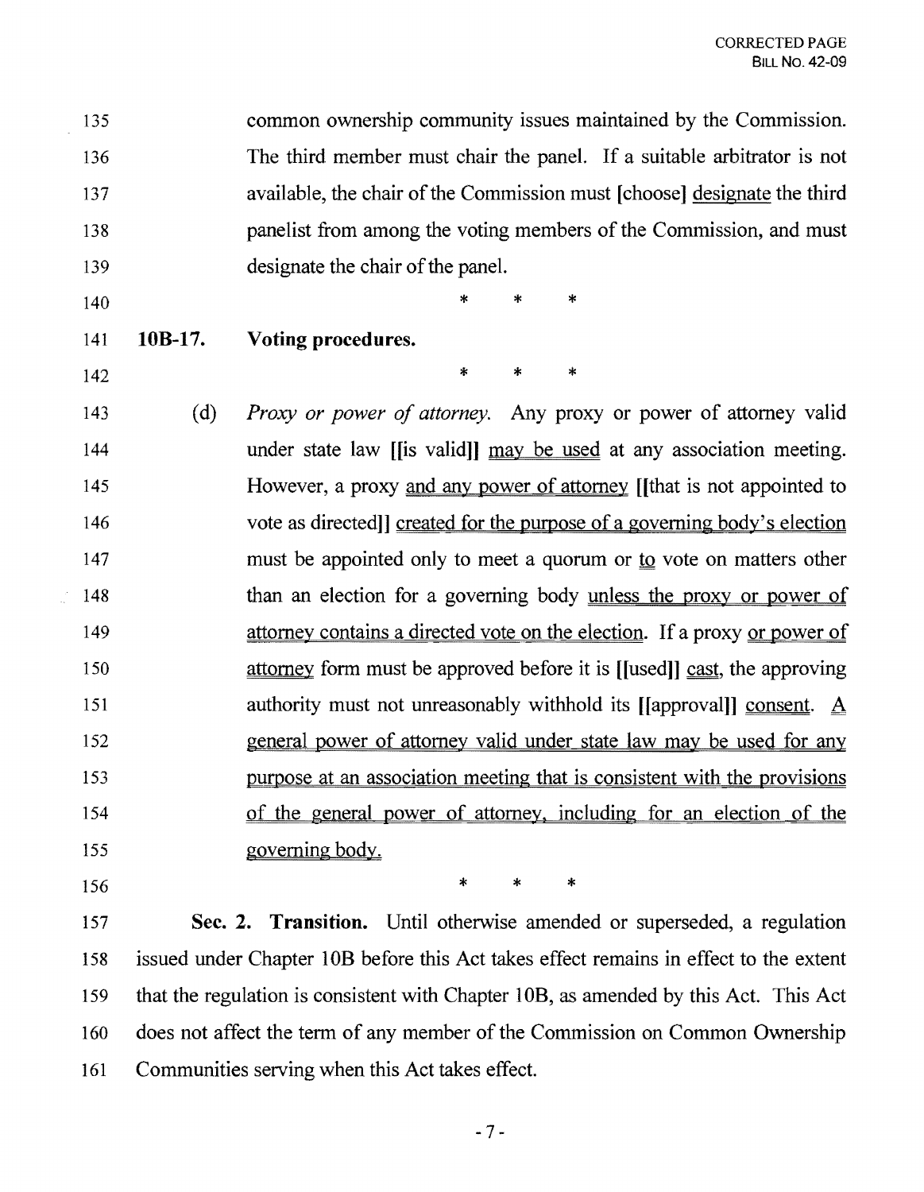common ownership community issues maintained by the Commission. The third member must chair the panel. If a suitable arbitrator is not available, the chair of the Commission must [choose] designate the third panelist from among the voting members of the Commission, and must designate the chair of the panel.

\* \* \*

**10B-17. Voting procedures.**

\* \* \*

(d) *Proxy or power of attorney.* Any proxy or power of attorney valid under state law [[is valid]] may be used at any association meeting. However, a proxy and any power of attorney [[that is not appointed to vote as directed]] created for the purpose of a governing body's election must be appointed only to meet a quorum or to vote on matters other than an election for a governing body unless the proxy or power of attorney contains a directed vote on the election. If a proxy or power of attorney form must be approved before it is [[used]] cast, the approving authority must not unreasonably withhold its [[approval]] consent. A general power of attorney valid under state law may be used for any purpose at an association meeting that is consistent with the provisions of the general power of attorney, including for an election of the governing body.

\* \* \*

**Sec. 2. Transition.** Until otherwise amended or superseded, a regulation issued under Chapter 10B before this Act takes effect remains in effect to the extent that the regulation is consistent with Chapter 10B, as amended by this Act. This Act does not affect the term of any member of the Commission on Common Ownership Communities serving when this Act takes effect.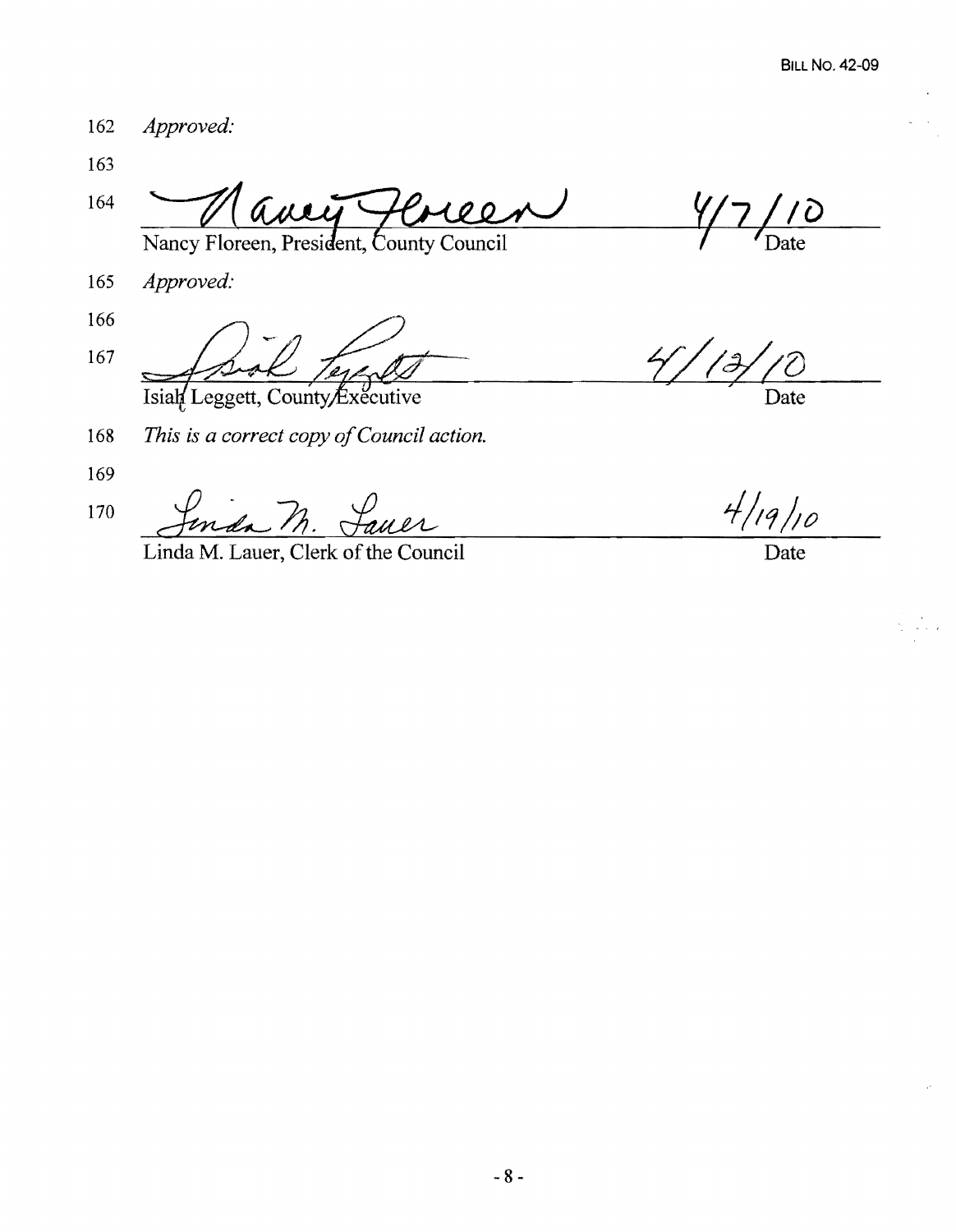162 *Approved:*

163

164 ________________________________________ 4/7/10

Nancy Floreen, President, County Council Date

165 *Approved:*

166

167 ________________________________________ 4/13/10

Isiah Leggett, County Executive Date

168 *This is a correct copy of Council action.*

169

170 ________________________________________ 4/19/10

Linda M. Lauer, Clerk of the Council Date